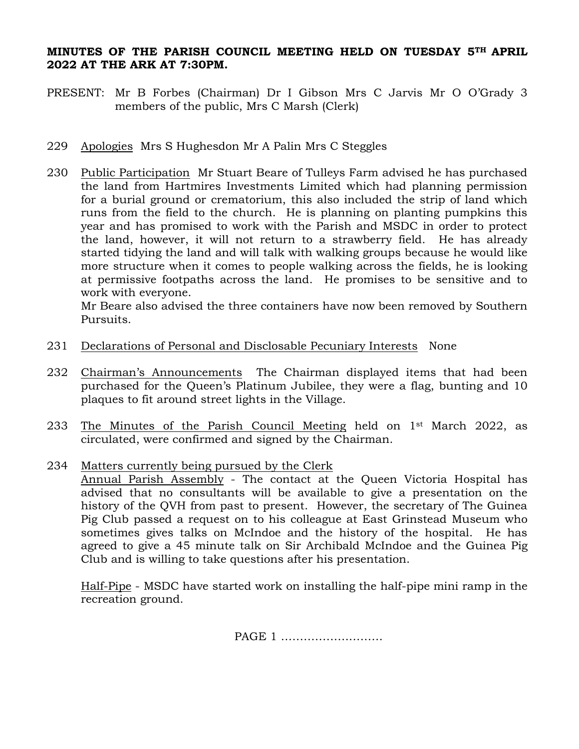**MINUTES OF THE PARISH COUNCIL MEETING HELD ON TUESDAY 5TH APRIL 2022 AT THE ARK AT 7:30PM.**

PRESENT: Mr B Forbes (Chairman) Dr I Gibson Mrs C Jarvis Mr O O'Grady 3 members of the public, Mrs C Marsh (Clerk)

229 Apologies Mrs S Hughesdon Mr A Palin Mrs C Steggles

230 Public Participation Mr Stuart Beare of Tulleys Farm advised he has purchased the land from Hartmires Investments Limited which had planning permission for a burial ground or crematorium, this also included the strip of land which runs from the field to the church. He is planning on planting pumpkins this year and has promised to work with the Parish and MSDC in order to protect the land, however, it will not return to a strawberry field. He has already started tidying the land and will talk with walking groups because he would like more structure when it comes to people walking across the fields, he is looking at permissive footpaths across the land. He promises to be sensitive and to work with everyone.

Mr Beare also advised the three containers have now been removed by Southern Pursuits.

231 Declarations of Personal and Disclosable Pecuniary Interests None

232 Chairman's Announcements The Chairman displayed items that had been purchased for the Queen's Platinum Jubilee, they were a flag, bunting and 10 plaques to fit around street lights in the Village.

233 The Minutes of the Parish Council Meeting held on 1st March 2022, as circulated, were confirmed and signed by the Chairman.

234 Matters currently being pursued by the Clerk

Annual Parish Assembly - The contact at the Queen Victoria Hospital has advised that no consultants will be available to give a presentation on the history of the QVH from past to present. However, the secretary of The Guinea Pig Club passed a request on to his colleague at East Grinstead Museum who sometimes gives talks on McIndoe and the history of the hospital. He has agreed to give a 45 minute talk on Sir Archibald McIndoe and the Guinea Pig Club and is willing to take questions after his presentation.

Half-Pipe - MSDC have started work on installing the half-pipe mini ramp in the recreation ground.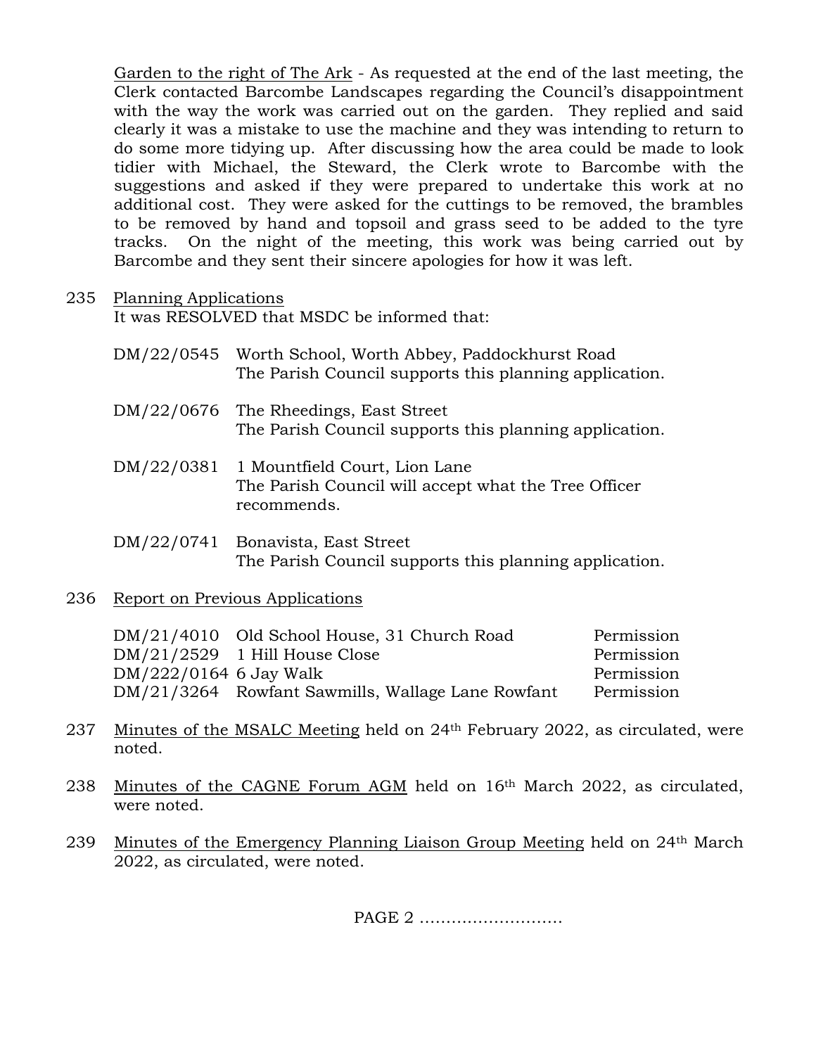Garden to the right of The Ark - As requested at the end of the last meeting, the Clerk contacted Barcombe Landscapes regarding the Council's disappointment with the way the work was carried out on the garden. They replied and said clearly it was a mistake to use the machine and they was intending to return to do some more tidying up. After discussing how the area could be made to look tidier with Michael, the Steward, the Clerk wrote to Barcombe with the suggestions and asked if they were prepared to undertake this work at no additional cost. They were asked for the cuttings to be removed, the brambles to be removed by hand and topsoil and grass seed to be added to the tyre tracks. On the night of the meeting, this work was being carried out by Barcombe and they sent their sincere apologies for how it was left.

235 Planning Applications

It was RESOLVED that MSDC be informed that:

DM/22/0545 Worth School, Worth Abbey, Paddockhurst Road
The Parish Council supports this planning application.

DM/22/0676 The Rheedings, East Street
The Parish Council supports this planning application.

DM/22/0381 1 Mountfield Court, Lion Lane
The Parish Council will accept what the Tree Officer recommends.

DM/22/0741 Bonavista, East Street
The Parish Council supports this planning application.

236 Report on Previous Applications

| | | |
|---|---|---|
| DM/21/4010 | Old School House, 31 Church Road | Permission |
| DM/21/2529 | 1 Hill House Close | Permission |
| DM/222/0164 | 6 Jay Walk | Permission |
| DM/21/3264 | Rowfant Sawmills, Wallage Lane Rowfant | Permission |

237 Minutes of the MSALC Meeting held on 24th February 2022, as circulated, were noted.

238 Minutes of the CAGNE Forum AGM held on 16th March 2022, as circulated, were noted.

239 Minutes of the Emergency Planning Liaison Group Meeting held on 24th March 2022, as circulated, were noted.

PAGE 2 ………………………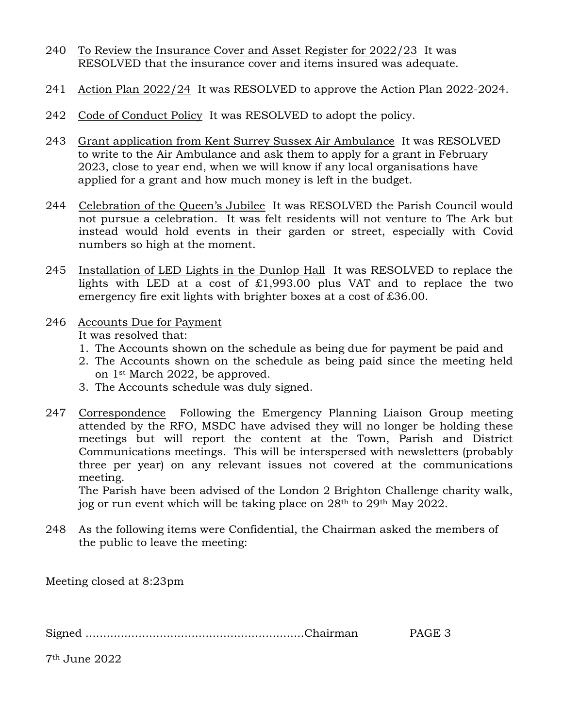240 <u>To Review the Insurance Cover and Asset Register for 2022/23</u> It was RESOLVED that the insurance cover and items insured was adequate.

241 <u>Action Plan 2022/24</u> It was RESOLVED to approve the Action Plan 2022-2024.

242 <u>Code of Conduct Policy</u> It was RESOLVED to adopt the policy.

243 <u>Grant application from Kent Surrey Sussex Air Ambulance</u> It was RESOLVED to write to the Air Ambulance and ask them to apply for a grant in February 2023, close to year end, when we will know if any local organisations have applied for a grant and how much money is left in the budget.

244 <u>Celebration of the Queen's Jubilee</u> It was RESOLVED the Parish Council would not pursue a celebration. It was felt residents will not venture to The Ark but instead would hold events in their garden or street, especially with Covid numbers so high at the moment.

245 <u>Installation of LED Lights in the Dunlop Hall</u> It was RESOLVED to replace the lights with LED at a cost of £1,993.00 plus VAT and to replace the two emergency fire exit lights with brighter boxes at a cost of £36.00.

246 <u>Accounts Due for Payment</u>
It was resolved that:
1. The Accounts shown on the schedule as being due for payment be paid and
2. The Accounts shown on the schedule as being paid since the meeting held on 1st March 2022, be approved.
3. The Accounts schedule was duly signed.

247 <u>Correspondence</u> Following the Emergency Planning Liaison Group meeting attended by the RFO, MSDC have advised they will no longer be holding these meetings but will report the content at the Town, Parish and District Communications meetings. This will be interspersed with newsletters (probably three per year) on any relevant issues not covered at the communications meeting.
The Parish have been advised of the London 2 Brighton Challenge charity walk, jog or run event which will be taking place on 28th to 29th May 2022.

248 As the following items were Confidential, the Chairman asked the members of the public to leave the meeting:

Meeting closed at 8:23pm

Signed ..............................................................Chairman

7th June 2022